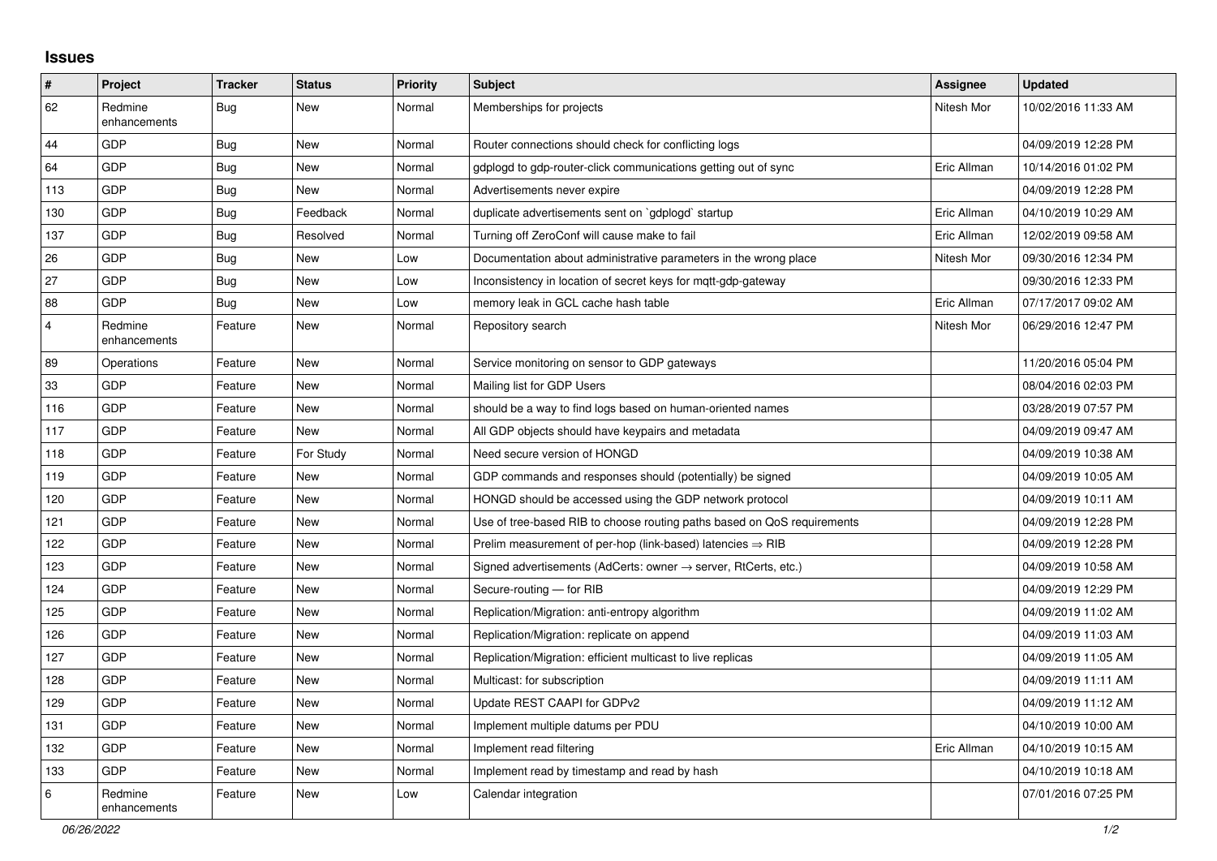# Issues

| # | Project | Tracker | Status | Priority | Subject | Assignee | Updated |
|---|---|---|---|---|---|---|---|
| 62 | Redmine enhancements | Bug | New | Normal | Memberships for projects | Nitesh Mor | 10/02/2016 11:33 AM |
| 44 | GDP | Bug | New | Normal | Router connections should check for conflicting logs | | 04/09/2019 12:28 PM |
| 64 | GDP | Bug | New | Normal | gdplogd to gdp-router-click communications getting out of sync | Eric Allman | 10/14/2016 01:02 PM |
| 113 | GDP | Bug | New | Normal | Advertisements never expire | | 04/09/2019 12:28 PM |
| 130 | GDP | Bug | Feedback | Normal | duplicate advertisements sent on `gdplogd` startup | Eric Allman | 04/10/2019 10:29 AM |
| 137 | GDP | Bug | Resolved | Normal | Turning off ZeroConf will cause make to fail | Eric Allman | 12/02/2019 09:58 AM |
| 26 | GDP | Bug | New | Low | Documentation about administrative parameters in the wrong place | Nitesh Mor | 09/30/2016 12:34 PM |
| 27 | GDP | Bug | New | Low | Inconsistency in location of secret keys for mqtt-gdp-gateway | | 09/30/2016 12:33 PM |
| 88 | GDP | Bug | New | Low | memory leak in GCL cache hash table | Eric Allman | 07/17/2017 09:02 AM |
| 4 | Redmine enhancements | Feature | New | Normal | Repository search | Nitesh Mor | 06/29/2016 12:47 PM |
| 89 | Operations | Feature | New | Normal | Service monitoring on sensor to GDP gateways | | 11/20/2016 05:04 PM |
| 33 | GDP | Feature | New | Normal | Mailing list for GDP Users | | 08/04/2016 02:03 PM |
| 116 | GDP | Feature | New | Normal | should be a way to find logs based on human-oriented names | | 03/28/2019 07:57 PM |
| 117 | GDP | Feature | New | Normal | All GDP objects should have keypairs and metadata | | 04/09/2019 09:47 AM |
| 118 | GDP | Feature | For Study | Normal | Need secure version of HONGD | | 04/09/2019 10:38 AM |
| 119 | GDP | Feature | New | Normal | GDP commands and responses should (potentially) be signed | | 04/09/2019 10:05 AM |
| 120 | GDP | Feature | New | Normal | HONGD should be accessed using the GDP network protocol | | 04/09/2019 10:11 AM |
| 121 | GDP | Feature | New | Normal | Use of tree-based RIB to choose routing paths based on QoS requirements | | 04/09/2019 12:28 PM |
| 122 | GDP | Feature | New | Normal | Prelim measurement of per-hop (link-based) latencies ⇒ RIB | | 04/09/2019 12:28 PM |
| 123 | GDP | Feature | New | Normal | Signed advertisements (AdCerts: owner → server, RtCerts, etc.) | | 04/09/2019 10:58 AM |
| 124 | GDP | Feature | New | Normal | Secure-routing — for RIB | | 04/09/2019 12:29 PM |
| 125 | GDP | Feature | New | Normal | Replication/Migration: anti-entropy algorithm | | 04/09/2019 11:02 AM |
| 126 | GDP | Feature | New | Normal | Replication/Migration: replicate on append | | 04/09/2019 11:03 AM |
| 127 | GDP | Feature | New | Normal | Replication/Migration: efficient multicast to live replicas | | 04/09/2019 11:05 AM |
| 128 | GDP | Feature | New | Normal | Multicast: for subscription | | 04/09/2019 11:11 AM |
| 129 | GDP | Feature | New | Normal | Update REST CAAPI for GDPv2 | | 04/09/2019 11:12 AM |
| 131 | GDP | Feature | New | Normal | Implement multiple datums per PDU | | 04/10/2019 10:00 AM |
| 132 | GDP | Feature | New | Normal | Implement read filtering | Eric Allman | 04/10/2019 10:15 AM |
| 133 | GDP | Feature | New | Normal | Implement read by timestamp and read by hash | | 04/10/2019 10:18 AM |
| 6 | Redmine enhancements | Feature | New | Low | Calendar integration | | 07/01/2016 07:25 PM |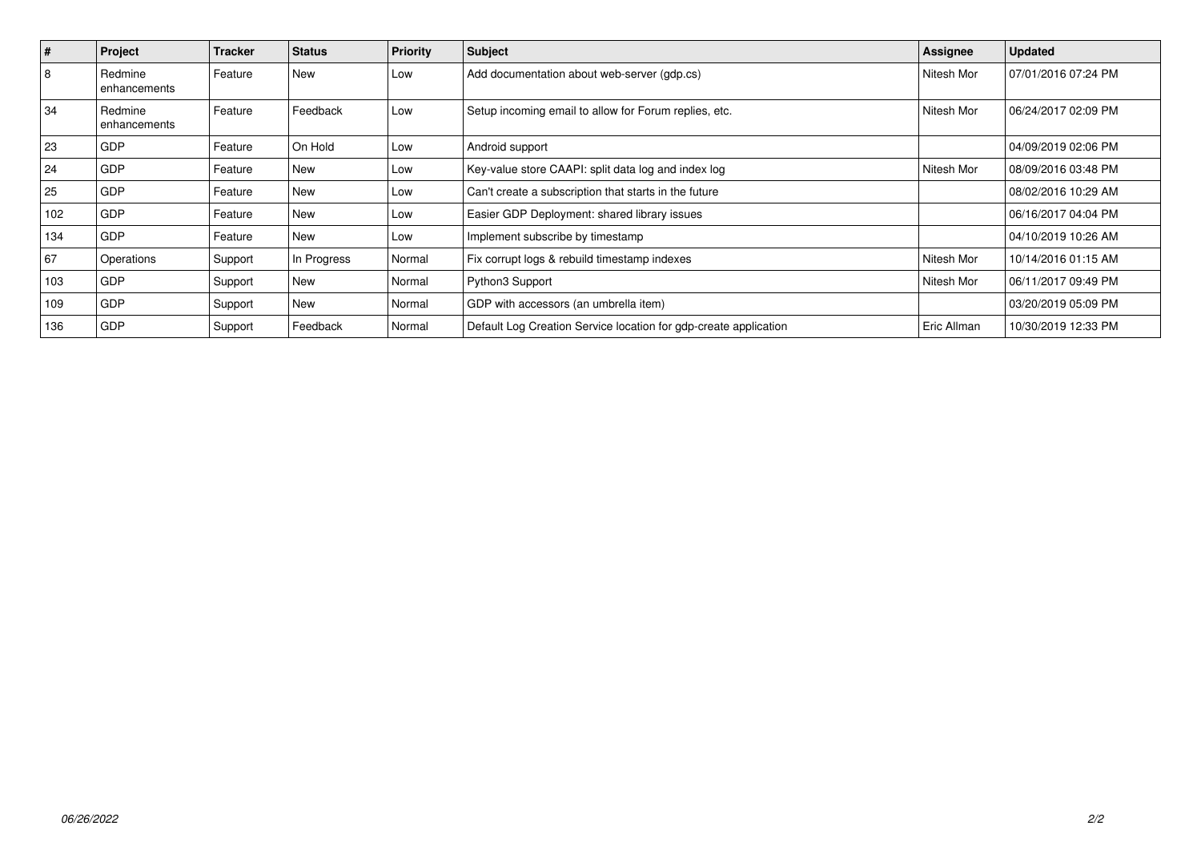| # | Project | Tracker | Status | Priority | Subject | Assignee | Updated |
|---|---|---|---|---|---|---|---|
| 8 | Redmine enhancements | Feature | New | Low | Add documentation about web-server (gdp.cs) | Nitesh Mor | 07/01/2016 07:24 PM |
| 34 | Redmine enhancements | Feature | Feedback | Low | Setup incoming email to allow for Forum replies, etc. | Nitesh Mor | 06/24/2017 02:09 PM |
| 23 | GDP | Feature | On Hold | Low | Android support | | 04/09/2019 02:06 PM |
| 24 | GDP | Feature | New | Low | Key-value store CAAPI: split data log and index log | Nitesh Mor | 08/09/2016 03:48 PM |
| 25 | GDP | Feature | New | Low | Can't create a subscription that starts in the future | | 08/02/2016 10:29 AM |
| 102 | GDP | Feature | New | Low | Easier GDP Deployment: shared library issues | | 06/16/2017 04:04 PM |
| 134 | GDP | Feature | New | Low | Implement subscribe by timestamp | | 04/10/2019 10:26 AM |
| 67 | Operations | Support | In Progress | Normal | Fix corrupt logs & rebuild timestamp indexes | Nitesh Mor | 10/14/2016 01:15 AM |
| 103 | GDP | Support | New | Normal | Python3 Support | Nitesh Mor | 06/11/2017 09:49 PM |
| 109 | GDP | Support | New | Normal | GDP with accessors (an umbrella item) | | 03/20/2019 05:09 PM |
| 136 | GDP | Support | Feedback | Normal | Default Log Creation Service location for gdp-create application | Eric Allman | 10/30/2019 12:33 PM |